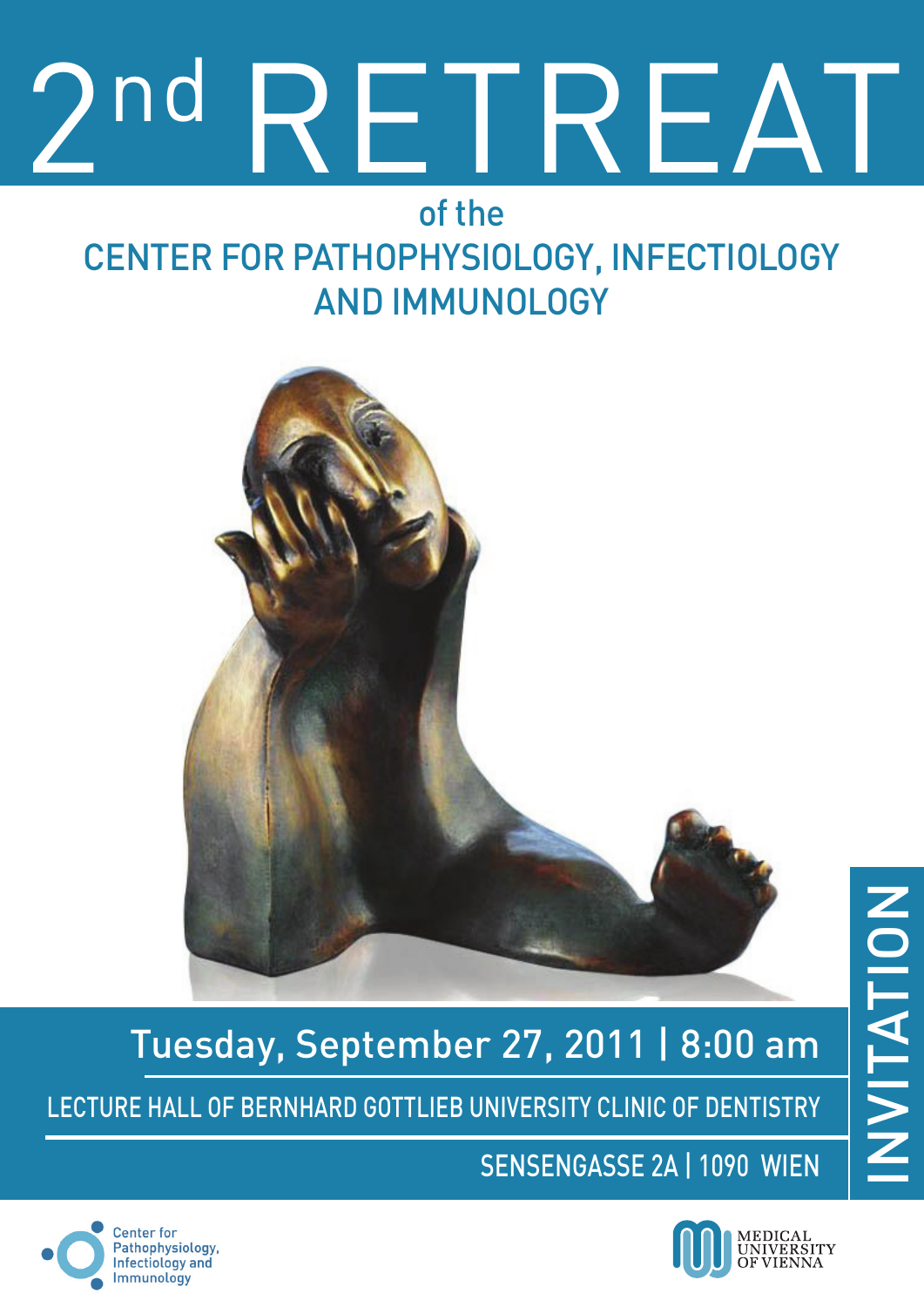# 2nd RETREAT

## of the CENTER FOR PATHOPHYSIOLOGY, INFECTIOLOGY AND IMMUNOLOGY

**Tuesday, September 27, 2011 | 8:00 am**

LECTURE HALL OF BERNHARD GOTTLIEB UNIVERSITY CLINIC OF DENTISTRY

SENSENGASSE 2A | 1090 WIEN

INVITATION

Center for Pathophysiology, Infectiology and Immunology

MEDICAL UNIVERSITY OF VIENNA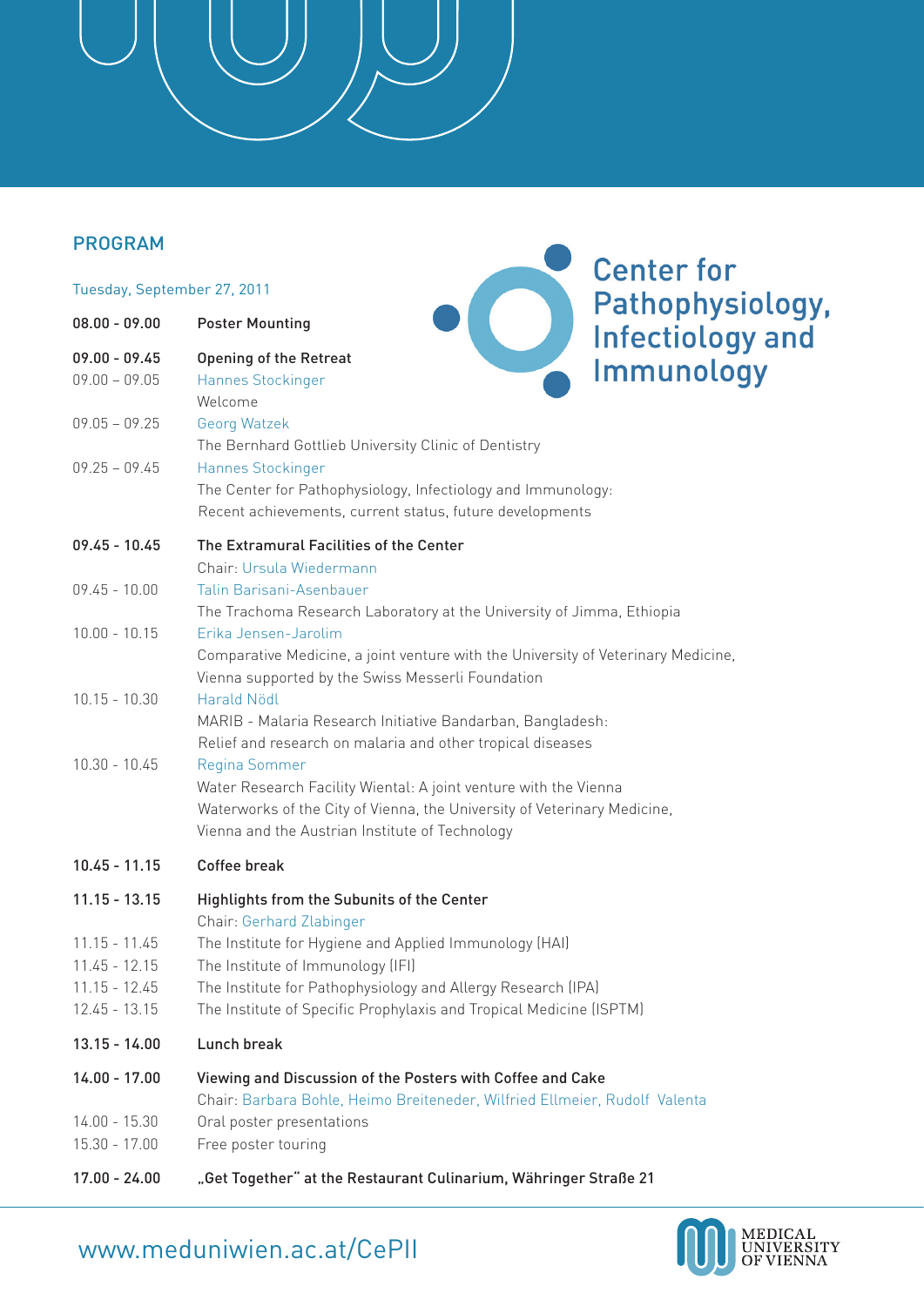## PROGRAM

**Center for Pathophysiology, Infectiology and Immunology**

Tuesday, September 27, 2011

| | |
|---|---|
| **08.00 - 09.00** | **Poster Mounting** |
| **09.00 - 09.45** | **Opening of the Retreat** |
| 09.00 – 09.05 | Hannes Stockinger<br>Welcome |
| 09.05 – 09.25 | Georg Watzek<br>The Bernhard Gottlieb University Clinic of Dentistry |
| 09.25 – 09.45 | Hannes Stockinger<br>The Center for Pathophysiology, Infectiology and Immunology: Recent achievements, current status, future developments |
| **09.45 - 10.45** | **The Extramural Facilities of the Center**<br>Chair: Ursula Wiedermann |
| 09.45 - 10.00 | Talin Barisani-Asenbauer<br>The Trachoma Research Laboratory at the University of Jimma, Ethiopia |
| 10.00 - 10.15 | Erika Jensen-Jarolim<br>Comparative Medicine, a joint venture with the University of Veterinary Medicine, Vienna supported by the Swiss Messerli Foundation |
| 10.15 - 10.30 | Harald Nödl<br>MARIB - Malaria Research Initiative Bandarban, Bangladesh: Relief and research on malaria and other tropical diseases |
| 10.30 - 10.45 | Regina Sommer<br>Water Research Facility Wiental: A joint venture with the Vienna Waterworks of the City of Vienna, the University of Veterinary Medicine, Vienna and the Austrian Institute of Technology |
| **10.45 - 11.15** | **Coffee break** |
| **11.15 - 13.15** | **Highlights from the Subunits of the Center**<br>Chair: Gerhard Zlabinger |
| 11.15 - 11.45 | The Institute for Hygiene and Applied Immunology (HAI) |
| 11.45 - 12.15 | The Institute of Immunology (IFI) |
| 11.15 - 12.45 | The Institute for Pathophysiology and Allergy Research (IPA) |
| 12.45 - 13.15 | The Institute of Specific Prophylaxis and Tropical Medicine (ISPTM) |
| **13.15 - 14.00** | **Lunch break** |
| **14.00 - 17.00** | **Viewing and Discussion of the Posters with Coffee and Cake**<br>Chair: Barbara Bohle, Heimo Breiteneder, Wilfried Ellmeier, Rudolf Valenta |
| 14.00 - 15.30 | Oral poster presentations |
| 15.30 - 17.00 | Free poster touring |
| **17.00 - 24.00** | **„Get Together“ at the Restaurant Culinarium, Währinger Straße 21** |

www.meduniwien.ac.at/CePII

MEDICAL UNIVERSITY OF VIENNA